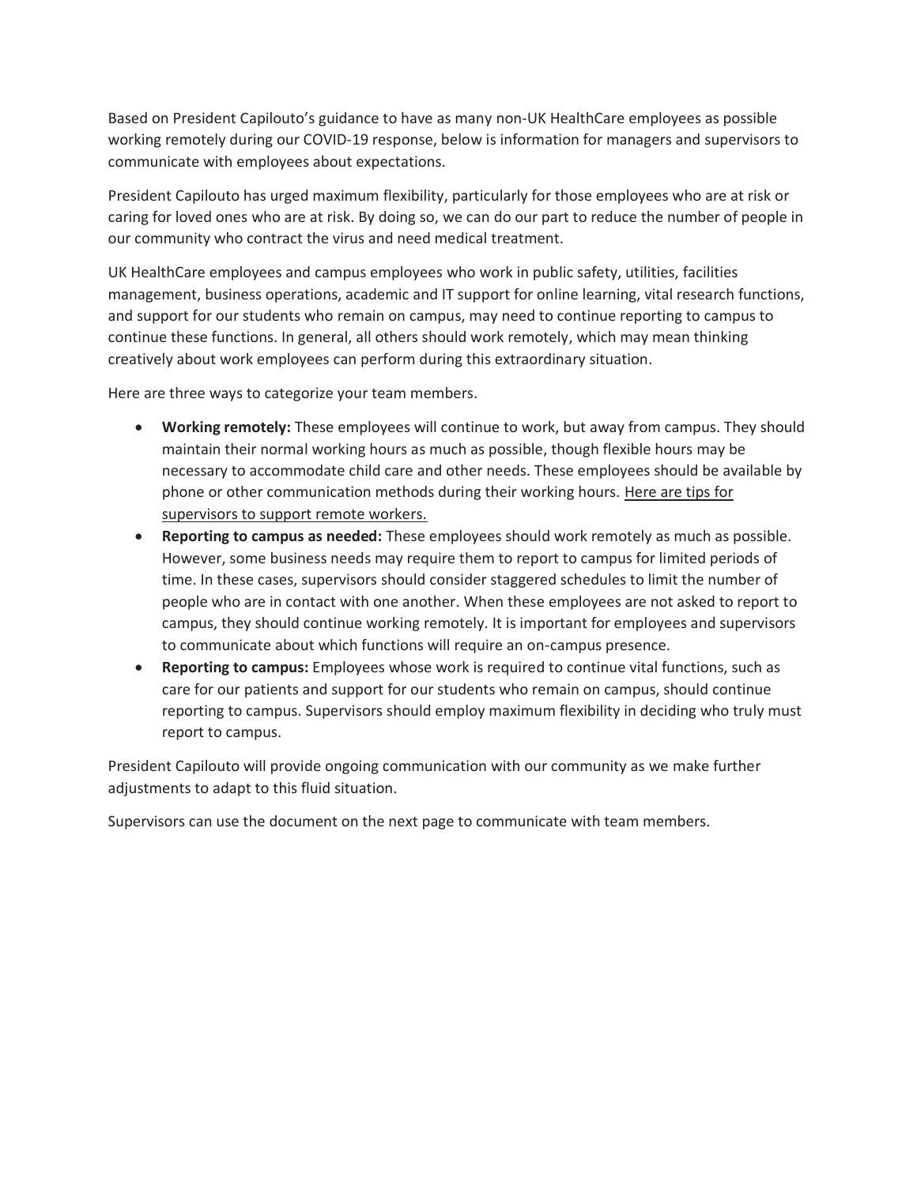Based on President Capilouto's guidance to have as many non-UK HealthCare employees as possible working remotely during our COVID-19 response, below is information for managers and supervisors to communicate with employees about expectations.

President Capilouto has urged maximum flexibility, particularly for those employees who are at risk or caring for loved ones who are at risk. By doing so, we can do our part to reduce the number of people in our community who contract the virus and need medical treatment.

UK HealthCare employees and campus employees who work in public safety, utilities, facilities management, business operations, academic and IT support for online learning, vital research functions, and support for our students who remain on campus, may need to continue reporting to campus to continue these functions. In general, all others should work remotely, which may mean thinking creatively about work employees can perform during this extraordinary situation.

Here are three ways to categorize your team members.

- **Working remotely:** These employees will continue to work, but away from campus. They should maintain their normal working hours as much as possible, though flexible hours may be necessary to accommodate child care and other needs. These employees should be available by phone or other communication methods during their working hours. Here are tips for supervisors to support remote workers.
- **Reporting to campus as needed:** These employees should work remotely as much as possible. However, some business needs may require them to report to campus for limited periods of time. In these cases, supervisors should consider staggered schedules to limit the number of people who are in contact with one another. When these employees are not asked to report to campus, they should continue working remotely. It is important for employees and supervisors to communicate about which functions will require an on-campus presence.
- **Reporting to campus:** Employees whose work is required to continue vital functions, such as care for our patients and support for our students who remain on campus, should continue reporting to campus. Supervisors should employ maximum flexibility in deciding who truly must report to campus.

President Capilouto will provide ongoing communication with our community as we make further adjustments to adapt to this fluid situation.

Supervisors can use the document on the next page to communicate with team members.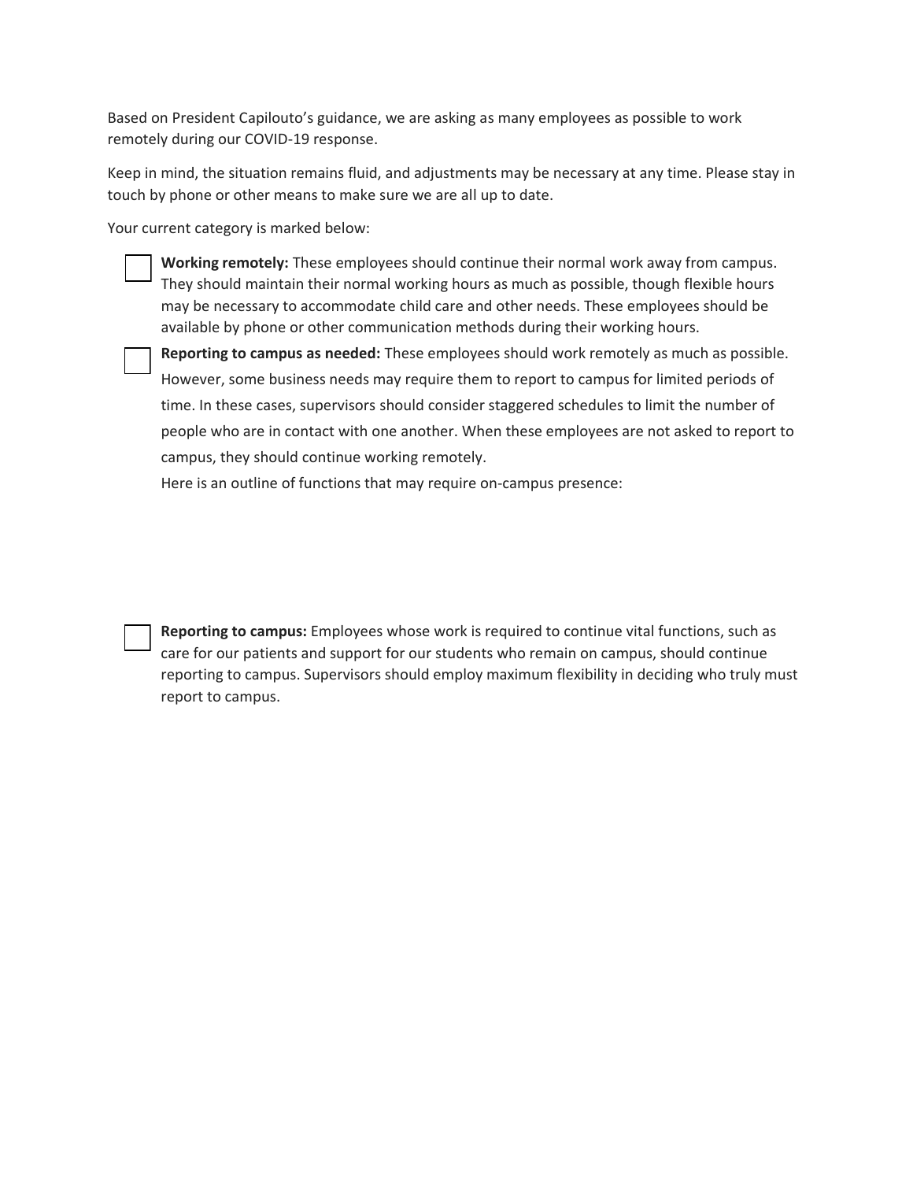Based on President Capilouto's guidance, we are asking as many employees as possible to work remotely during our COVID-19 response.

Keep in mind, the situation remains fluid, and adjustments may be necessary at any time. Please stay in touch by phone or other means to make sure we are all up to date.

Your current category is marked below:

- [ ] **Working remotely:** These employees should continue their normal work away from campus. They should maintain their normal working hours as much as possible, though flexible hours may be necessary to accommodate child care and other needs. These employees should be available by phone or other communication methods during their working hours.

- [ ] **Reporting to campus as needed:** These employees should work remotely as much as possible. However, some business needs may require them to report to campus for limited periods of time. In these cases, supervisors should consider staggered schedules to limit the number of people who are in contact with one another. When these employees are not asked to report to campus, they should continue working remotely.

  Here is an outline of functions that may require on-campus presence:

- [ ] **Reporting to campus:** Employees whose work is required to continue vital functions, such as care for our patients and support for our students who remain on campus, should continue reporting to campus. Supervisors should employ maximum flexibility in deciding who truly must report to campus.